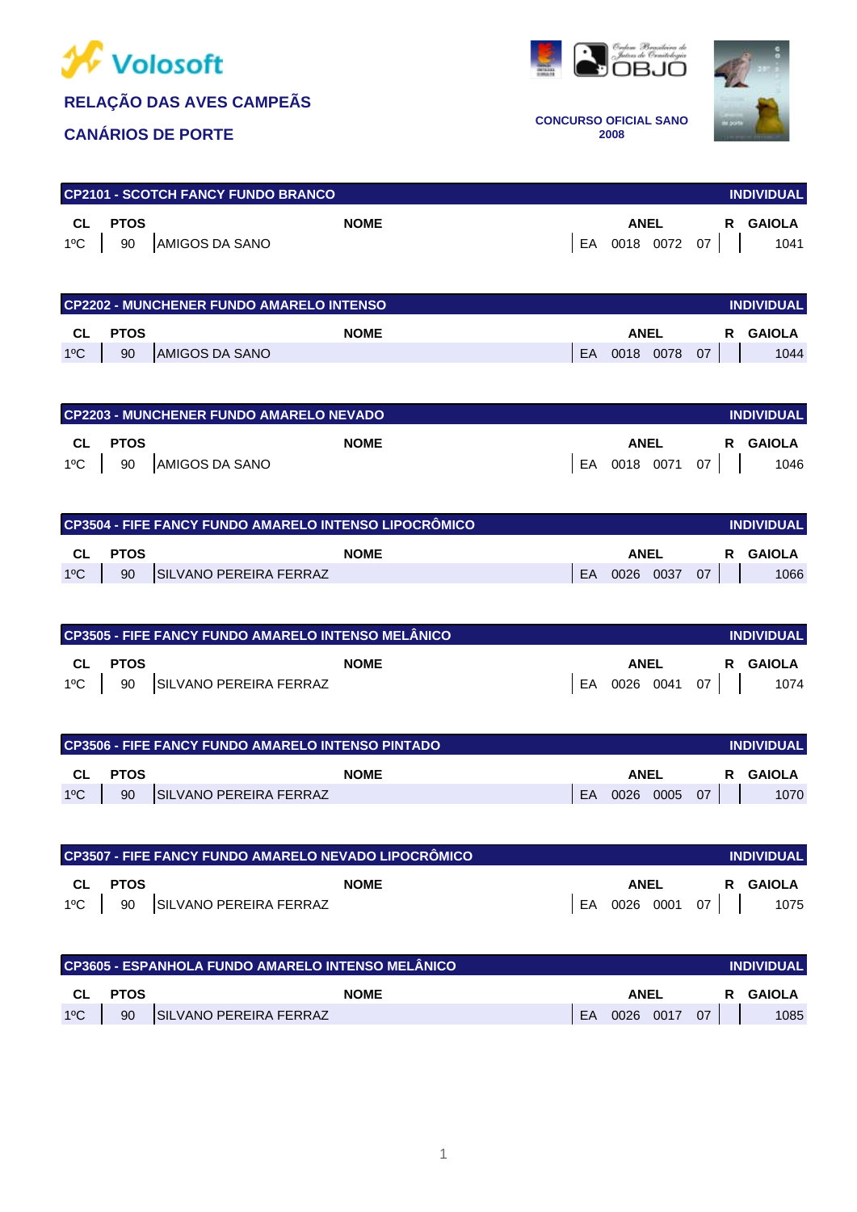Volosoft

# RELAÇÃO DAS AVES CAMPEÃS

## CANÁRIOS DE PORTE

Ordem Brasileira de Juízes de Ornitologia OBJO

CONCURSO OFICIAL SANO 2008

### CP2101 - SCOTCH FANCY FUNDO BRANCO — INDIVIDUAL

| CL | PTOS | NOME | ANEL | R | GAIOLA |
|---|---|---|---|---|---|
| 1ºC | 90 | AMIGOS DA SANO | EA 0018 0072 07 | | 1041 |

### CP2202 - MUNCHENER FUNDO AMARELO INTENSO — INDIVIDUAL

| CL | PTOS | NOME | ANEL | R | GAIOLA |
|---|---|---|---|---|---|
| 1ºC | 90 | AMIGOS DA SANO | EA 0018 0078 07 | | 1044 |

### CP2203 - MUNCHENER FUNDO AMARELO NEVADO — INDIVIDUAL

| CL | PTOS | NOME | ANEL | R | GAIOLA |
|---|---|---|---|---|---|
| 1ºC | 90 | AMIGOS DA SANO | EA 0018 0071 07 | | 1046 |

### CP3504 - FIFE FANCY FUNDO AMARELO INTENSO LIPOCRÔMICO — INDIVIDUAL

| CL | PTOS | NOME | ANEL | R | GAIOLA |
|---|---|---|---|---|---|
| 1ºC | 90 | SILVANO PEREIRA FERRAZ | EA 0026 0037 07 | | 1066 |

### CP3505 - FIFE FANCY FUNDO AMARELO INTENSO MELÂNICO — INDIVIDUAL

| CL | PTOS | NOME | ANEL | R | GAIOLA |
|---|---|---|---|---|---|
| 1ºC | 90 | SILVANO PEREIRA FERRAZ | EA 0026 0041 07 | | 1074 |

### CP3506 - FIFE FANCY FUNDO AMARELO INTENSO PINTADO — INDIVIDUAL

| CL | PTOS | NOME | ANEL | R | GAIOLA |
|---|---|---|---|---|---|
| 1ºC | 90 | SILVANO PEREIRA FERRAZ | EA 0026 0005 07 | | 1070 |

### CP3507 - FIFE FANCY FUNDO AMARELO NEVADO LIPOCRÔMICO — INDIVIDUAL

| CL | PTOS | NOME | ANEL | R | GAIOLA |
|---|---|---|---|---|---|
| 1ºC | 90 | SILVANO PEREIRA FERRAZ | EA 0026 0001 07 | | 1075 |

### CP3605 - ESPANHOLA FUNDO AMARELO INTENSO MELÂNICO — INDIVIDUAL

| CL | PTOS | NOME | ANEL | R | GAIOLA |
|---|---|---|---|---|---|
| 1ºC | 90 | SILVANO PEREIRA FERRAZ | EA 0026 0017 07 | | 1085 |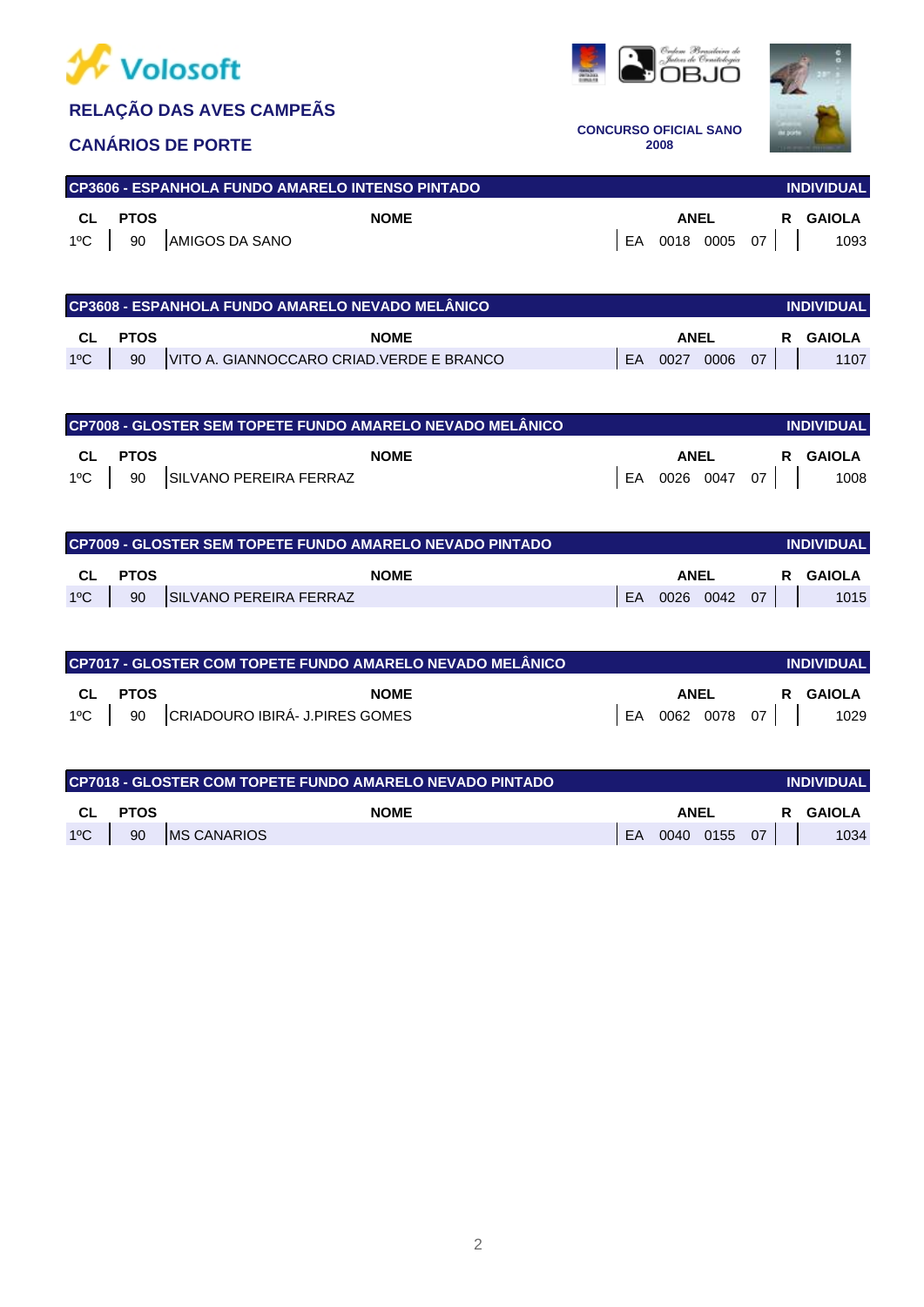Volosoft

## RELAÇÃO DAS AVES CAMPEÃS

## CANÁRIOS DE PORTE

CONCURSO OFICIAL SANO 2008

### CP3606 - ESPANHOLA FUNDO AMARELO INTENSO PINTADO — INDIVIDUAL

| CL | PTOS | NOME | ANEL | R | GAIOLA |
|---|---|---|---|---|---|
| 1ºC | 90 | AMIGOS DA SANO | EA 0018 0005 07 | | 1093 |

### CP3608 - ESPANHOLA FUNDO AMARELO NEVADO MELÂNICO — INDIVIDUAL

| CL | PTOS | NOME | ANEL | R | GAIOLA |
|---|---|---|---|---|---|
| 1ºC | 90 | VITO A. GIANNOCCARO CRIAD.VERDE E BRANCO | EA 0027 0006 07 | | 1107 |

### CP7008 - GLOSTER SEM TOPETE FUNDO AMARELO NEVADO MELÂNICO — INDIVIDUAL

| CL | PTOS | NOME | ANEL | R | GAIOLA |
|---|---|---|---|---|---|
| 1ºC | 90 | SILVANO PEREIRA FERRAZ | EA 0026 0047 07 | | 1008 |

### CP7009 - GLOSTER SEM TOPETE FUNDO AMARELO NEVADO PINTADO — INDIVIDUAL

| CL | PTOS | NOME | ANEL | R | GAIOLA |
|---|---|---|---|---|---|
| 1ºC | 90 | SILVANO PEREIRA FERRAZ | EA 0026 0042 07 | | 1015 |

### CP7017 - GLOSTER COM TOPETE FUNDO AMARELO NEVADO MELÂNICO — INDIVIDUAL

| CL | PTOS | NOME | ANEL | R | GAIOLA |
|---|---|---|---|---|---|
| 1ºC | 90 | CRIADOURO IBIRÁ- J.PIRES GOMES | EA 0062 0078 07 | | 1029 |

### CP7018 - GLOSTER COM TOPETE FUNDO AMARELO NEVADO PINTADO — INDIVIDUAL

| CL | PTOS | NOME | ANEL | R | GAIOLA |
|---|---|---|---|---|---|
| 1ºC | 90 | MS CANARIOS | EA 0040 0155 07 | | 1034 |